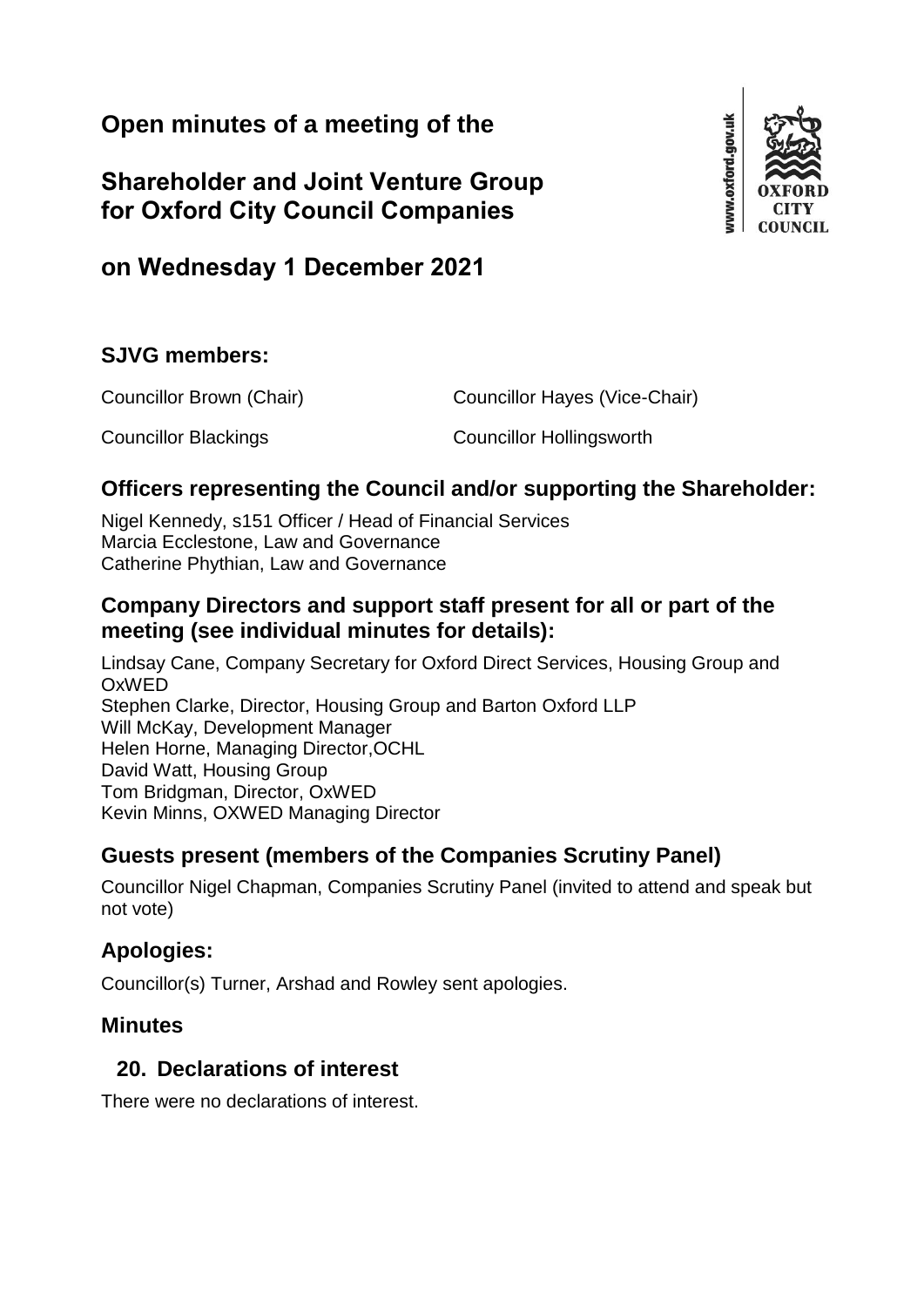# Open minutes of a meeting of the

# Shareholder and Joint Venture Group for Oxford City Council Companies

# on Wednesday 1 December 2021

## SJVG members:

Councillor Brown (Chair)

Councillor Hayes (Vice-Chair)

Councillor Blackings

Councillor Hollingsworth

## Officers representing the Council and/or supporting the Shareholder:

Nigel Kennedy, s151 Officer / Head of Financial Services
Marcia Ecclestone, Law and Governance
Catherine Phythian, Law and Governance

## Company Directors and support staff present for all or part of the meeting (see individual minutes for details):

Lindsay Cane, Company Secretary for Oxford Direct Services, Housing Group and OxWED
Stephen Clarke, Director, Housing Group and Barton Oxford LLP
Will McKay, Development Manager
Helen Horne, Managing Director,OCHL
David Watt, Housing Group
Tom Bridgman, Director, OxWED
Kevin Minns, OXWED Managing Director

## Guests present (members of the Companies Scrutiny Panel)

Councillor Nigel Chapman, Companies Scrutiny Panel (invited to attend and speak but not vote)

## Apologies:

Councillor(s) Turner, Arshad and Rowley sent apologies.

## Minutes

### 20. Declarations of interest

There were no declarations of interest.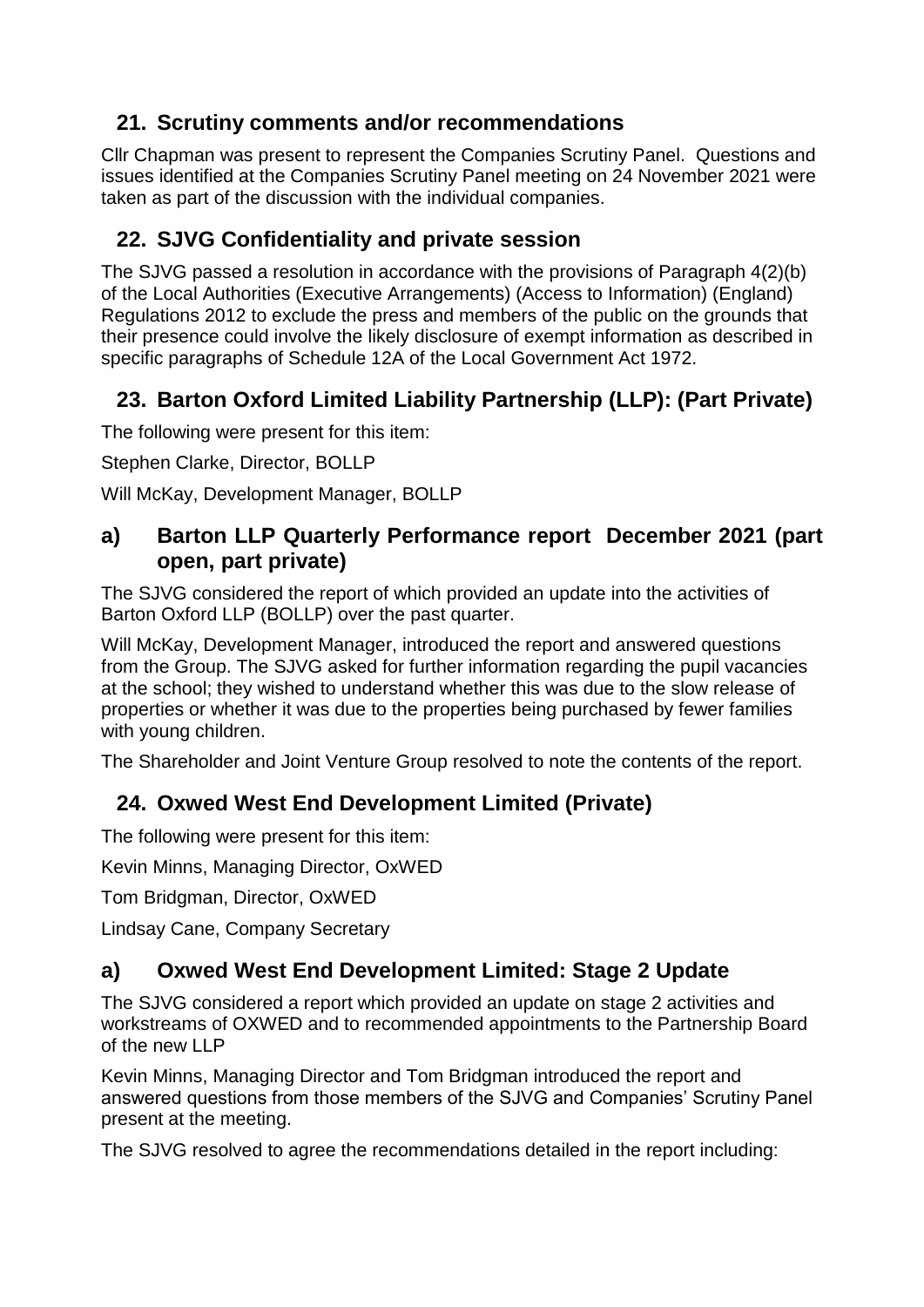## 21. Scrutiny comments and/or recommendations

Cllr Chapman was present to represent the Companies Scrutiny Panel. Questions and issues identified at the Companies Scrutiny Panel meeting on 24 November 2021 were taken as part of the discussion with the individual companies.

## 22. SJVG Confidentiality and private session

The SJVG passed a resolution in accordance with the provisions of Paragraph 4(2)(b) of the Local Authorities (Executive Arrangements) (Access to Information) (England) Regulations 2012 to exclude the press and members of the public on the grounds that their presence could involve the likely disclosure of exempt information as described in specific paragraphs of Schedule 12A of the Local Government Act 1972.

## 23. Barton Oxford Limited Liability Partnership (LLP): (Part Private)

The following were present for this item:

Stephen Clarke, Director, BOLLP

Will McKay, Development Manager, BOLLP

### a) Barton LLP Quarterly Performance report December 2021 (part open, part private)

The SJVG considered the report of which provided an update into the activities of Barton Oxford LLP (BOLLP) over the past quarter.

Will McKay, Development Manager, introduced the report and answered questions from the Group. The SJVG asked for further information regarding the pupil vacancies at the school; they wished to understand whether this was due to the slow release of properties or whether it was due to the properties being purchased by fewer families with young children.

The Shareholder and Joint Venture Group resolved to note the contents of the report.

## 24. Oxwed West End Development Limited (Private)

The following were present for this item:

Kevin Minns, Managing Director, OxWED

Tom Bridgman, Director, OxWED

Lindsay Cane, Company Secretary

### a) Oxwed West End Development Limited: Stage 2 Update

The SJVG considered a report which provided an update on stage 2 activities and workstreams of OXWED and to recommended appointments to the Partnership Board of the new LLP

Kevin Minns, Managing Director and Tom Bridgman introduced the report and answered questions from those members of the SJVG and Companies' Scrutiny Panel present at the meeting.

The SJVG resolved to agree the recommendations detailed in the report including: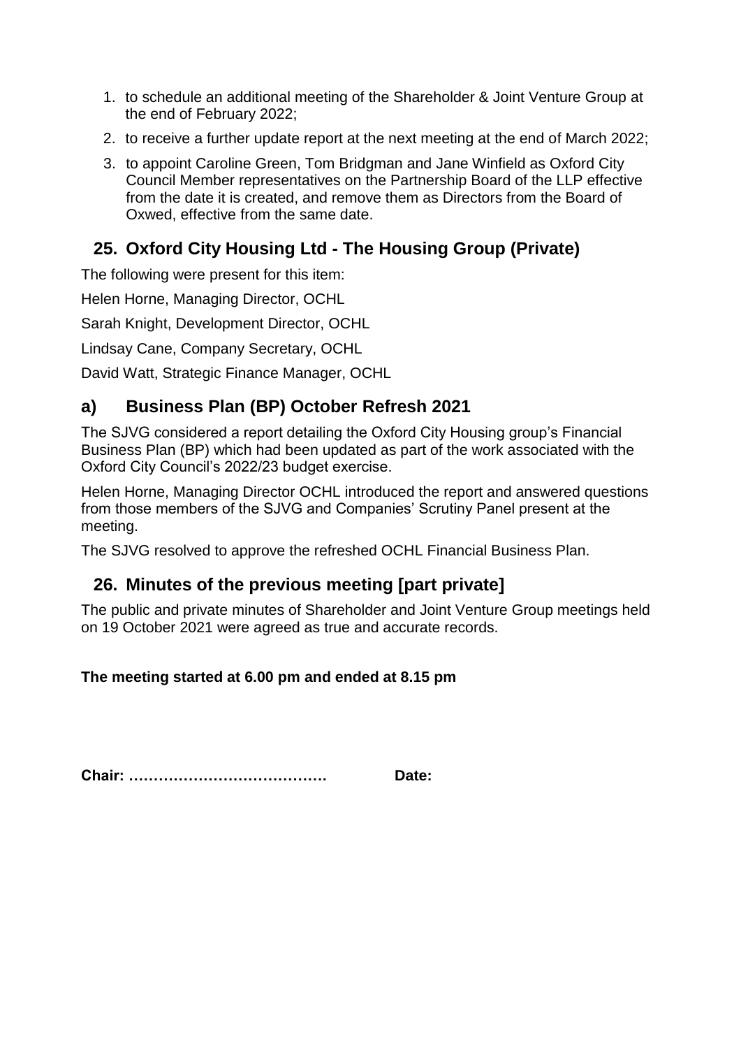1. to schedule an additional meeting of the Shareholder & Joint Venture Group at the end of February 2022;
2. to receive a further update report at the next meeting at the end of March 2022;
3. to appoint Caroline Green, Tom Bridgman and Jane Winfield as Oxford City Council Member representatives on the Partnership Board of the LLP effective from the date it is created, and remove them as Directors from the Board of Oxwed, effective from the same date.

## 25. Oxford City Housing Ltd - The Housing Group (Private)

The following were present for this item:

Helen Horne, Managing Director, OCHL

Sarah Knight, Development Director, OCHL

Lindsay Cane, Company Secretary, OCHL

David Watt, Strategic Finance Manager, OCHL

## a) Business Plan (BP) October Refresh 2021

The SJVG considered a report detailing the Oxford City Housing group's Financial Business Plan (BP) which had been updated as part of the work associated with the Oxford City Council's 2022/23 budget exercise.

Helen Horne, Managing Director OCHL introduced the report and answered questions from those members of the SJVG and Companies' Scrutiny Panel present at the meeting.

The SJVG resolved to approve the refreshed OCHL Financial Business Plan.

## 26. Minutes of the previous meeting [part private]

The public and private minutes of Shareholder and Joint Venture Group meetings held on 19 October 2021 were agreed as true and accurate records.

**The meeting started at 6.00 pm and ended at 8.15 pm**

**Chair: …………………………………  Date:**